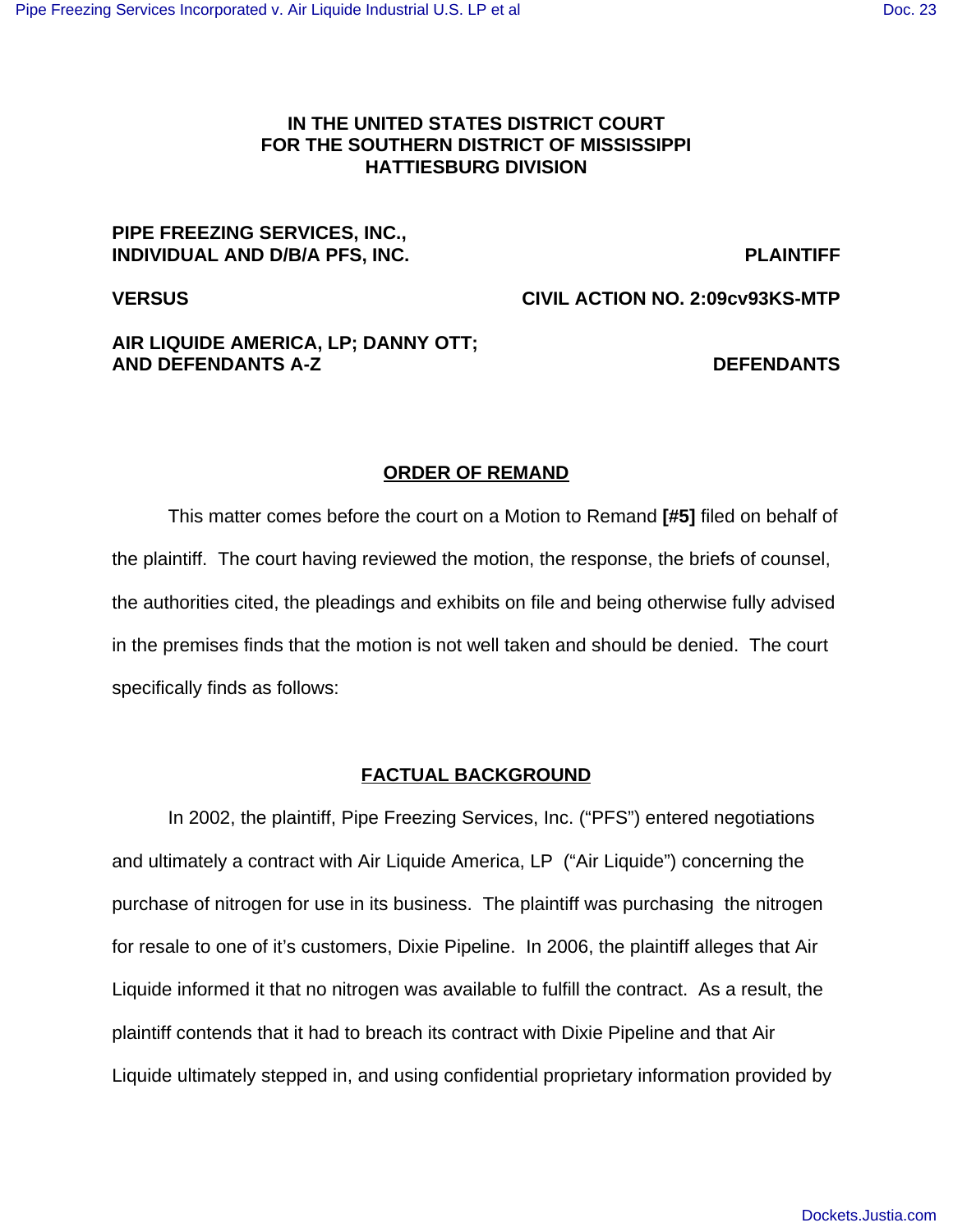**IN THE UNITED STATES DISTRICT COURT**
**FOR THE SOUTHERN DISTRICT OF MISSISSIPPI**
**HATTIESBURG DIVISION**

**PIPE FREEZING SERVICES, INC.,**
**INDIVIDUAL AND D/B/A PFS, INC.** **PLAINTIFF**

**VERSUS** **CIVIL ACTION NO. 2:09cv93KS-MTP**

**AIR LIQUIDE AMERICA, LP; DANNY OTT;**
**AND DEFENDANTS A-Z** **DEFENDANTS**

## ORDER OF REMAND

This matter comes before the court on a Motion to Remand **[#5]** filed on behalf of the plaintiff. The court having reviewed the motion, the response, the briefs of counsel, the authorities cited, the pleadings and exhibits on file and being otherwise fully advised in the premises finds that the motion is not well taken and should be denied. The court specifically finds as follows:

## FACTUAL BACKGROUND

In 2002, the plaintiff, Pipe Freezing Services, Inc. ("PFS") entered negotiations and ultimately a contract with Air Liquide America, LP ("Air Liquide") concerning the purchase of nitrogen for use in its business. The plaintiff was purchasing the nitrogen for resale to one of it's customers, Dixie Pipeline. In 2006, the plaintiff alleges that Air Liquide informed it that no nitrogen was available to fulfill the contract. As a result, the plaintiff contends that it had to breach its contract with Dixie Pipeline and that Air Liquide ultimately stepped in, and using confidential proprietary information provided by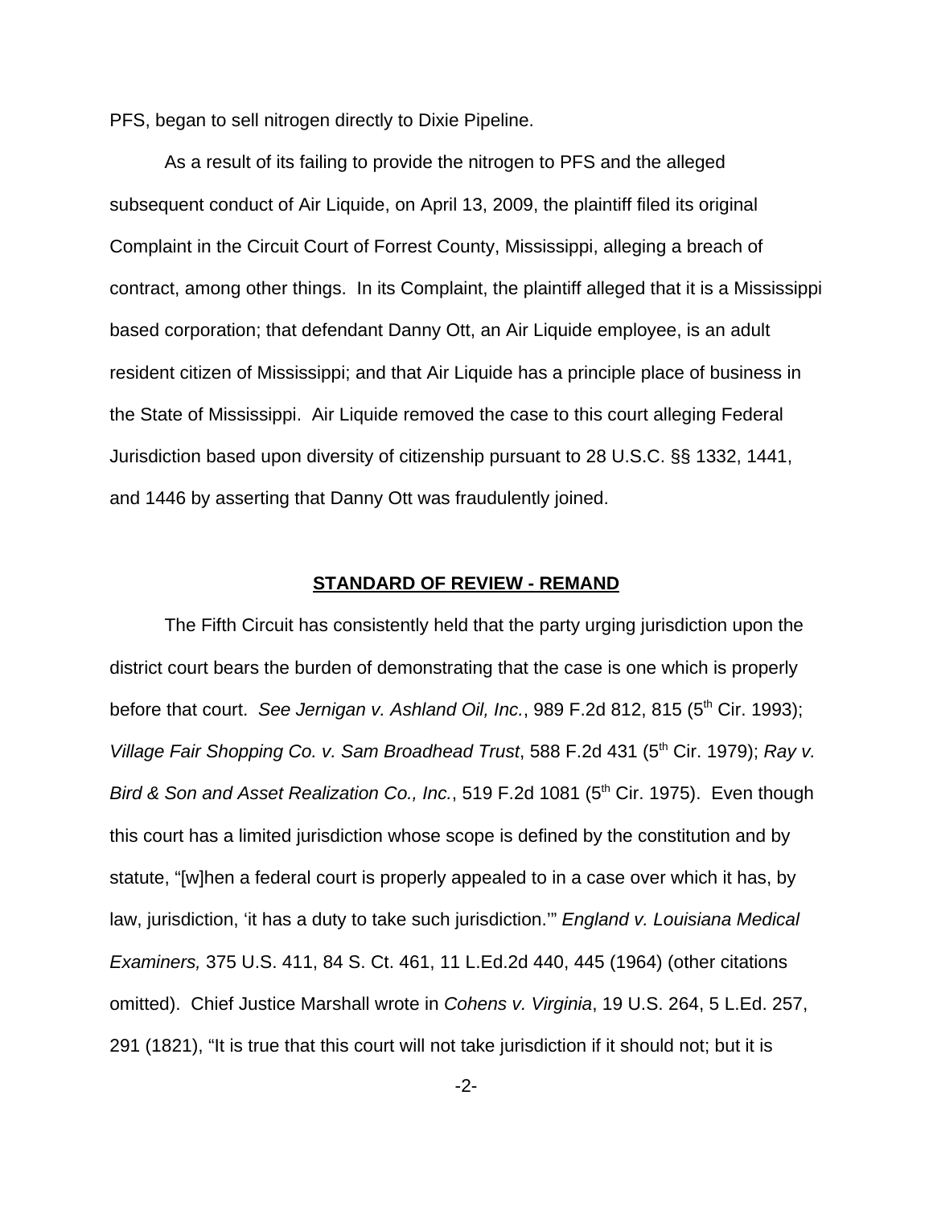PFS, began to sell nitrogen directly to Dixie Pipeline.

As a result of its failing to provide the nitrogen to PFS and the alleged subsequent conduct of Air Liquide, on April 13, 2009, the plaintiff filed its original Complaint in the Circuit Court of Forrest County, Mississippi, alleging a breach of contract, among other things. In its Complaint, the plaintiff alleged that it is a Mississippi based corporation; that defendant Danny Ott, an Air Liquide employee, is an adult resident citizen of Mississippi; and that Air Liquide has a principle place of business in the State of Mississippi. Air Liquide removed the case to this court alleging Federal Jurisdiction based upon diversity of citizenship pursuant to 28 U.S.C. §§ 1332, 1441, and 1446 by asserting that Danny Ott was fraudulently joined.

## **STANDARD OF REVIEW - REMAND**

The Fifth Circuit has consistently held that the party urging jurisdiction upon the district court bears the burden of demonstrating that the case is one which is properly before that court. *See Jernigan v. Ashland Oil, Inc.*, 989 F.2d 812, 815 (5th Cir. 1993); *Village Fair Shopping Co. v. Sam Broadhead Trust*, 588 F.2d 431 (5th Cir. 1979); *Ray v. Bird & Son and Asset Realization Co., Inc.*, 519 F.2d 1081 (5th Cir. 1975). Even though this court has a limited jurisdiction whose scope is defined by the constitution and by statute, "[w]hen a federal court is properly appealed to in a case over which it has, by law, jurisdiction, 'it has a duty to take such jurisdiction.'" *England v. Louisiana Medical Examiners,* 375 U.S. 411, 84 S. Ct. 461, 11 L.Ed.2d 440, 445 (1964) (other citations omitted). Chief Justice Marshall wrote in *Cohens v. Virginia*, 19 U.S. 264, 5 L.Ed. 257, 291 (1821), "It is true that this court will not take jurisdiction if it should not; but it is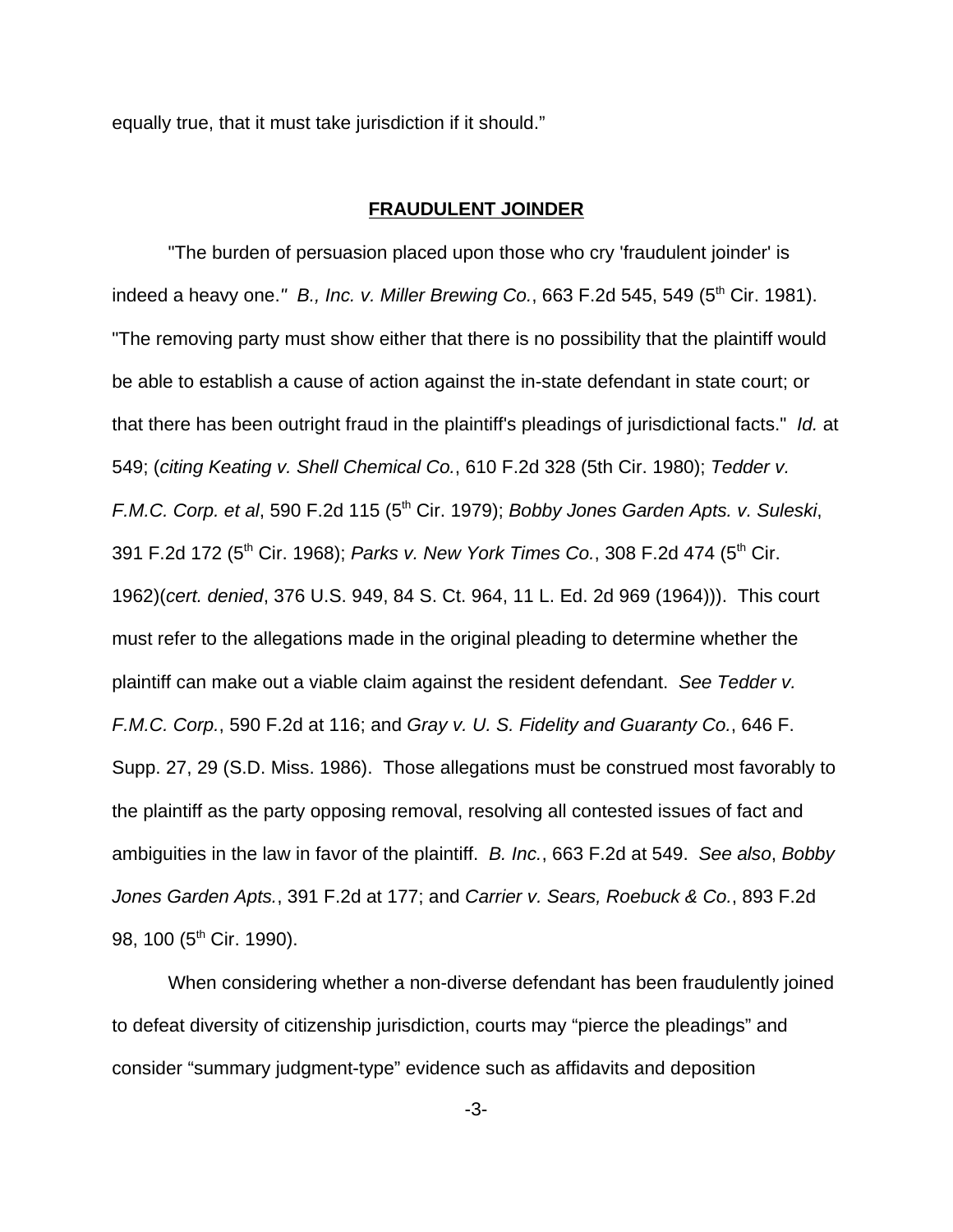equally true, that it must take jurisdiction if it should."

## FRAUDULENT JOINDER

"The burden of persuasion placed upon those who cry 'fraudulent joinder' is indeed a heavy one." *B., Inc. v. Miller Brewing Co.*, 663 F.2d 545, 549 (5th Cir. 1981). "The removing party must show either that there is no possibility that the plaintiff would be able to establish a cause of action against the in-state defendant in state court; or that there has been outright fraud in the plaintiff's pleadings of jurisdictional facts." *Id.* at 549; (*citing Keating v. Shell Chemical Co.*, 610 F.2d 328 (5th Cir. 1980); *Tedder v. F.M.C. Corp. et al*, 590 F.2d 115 (5th Cir. 1979); *Bobby Jones Garden Apts. v. Suleski*, 391 F.2d 172 (5th Cir. 1968); *Parks v. New York Times Co.*, 308 F.2d 474 (5th Cir. 1962)(*cert. denied*, 376 U.S. 949, 84 S. Ct. 964, 11 L. Ed. 2d 969 (1964))). This court must refer to the allegations made in the original pleading to determine whether the plaintiff can make out a viable claim against the resident defendant. *See Tedder v. F.M.C. Corp.*, 590 F.2d at 116; and *Gray v. U. S. Fidelity and Guaranty Co.*, 646 F. Supp. 27, 29 (S.D. Miss. 1986). Those allegations must be construed most favorably to the plaintiff as the party opposing removal, resolving all contested issues of fact and ambiguities in the law in favor of the plaintiff. *B. Inc.*, 663 F.2d at 549. *See also*, *Bobby Jones Garden Apts.*, 391 F.2d at 177; and *Carrier v. Sears, Roebuck & Co.*, 893 F.2d 98, 100 (5th Cir. 1990).

When considering whether a non-diverse defendant has been fraudulently joined to defeat diversity of citizenship jurisdiction, courts may "pierce the pleadings" and consider "summary judgment-type" evidence such as affidavits and deposition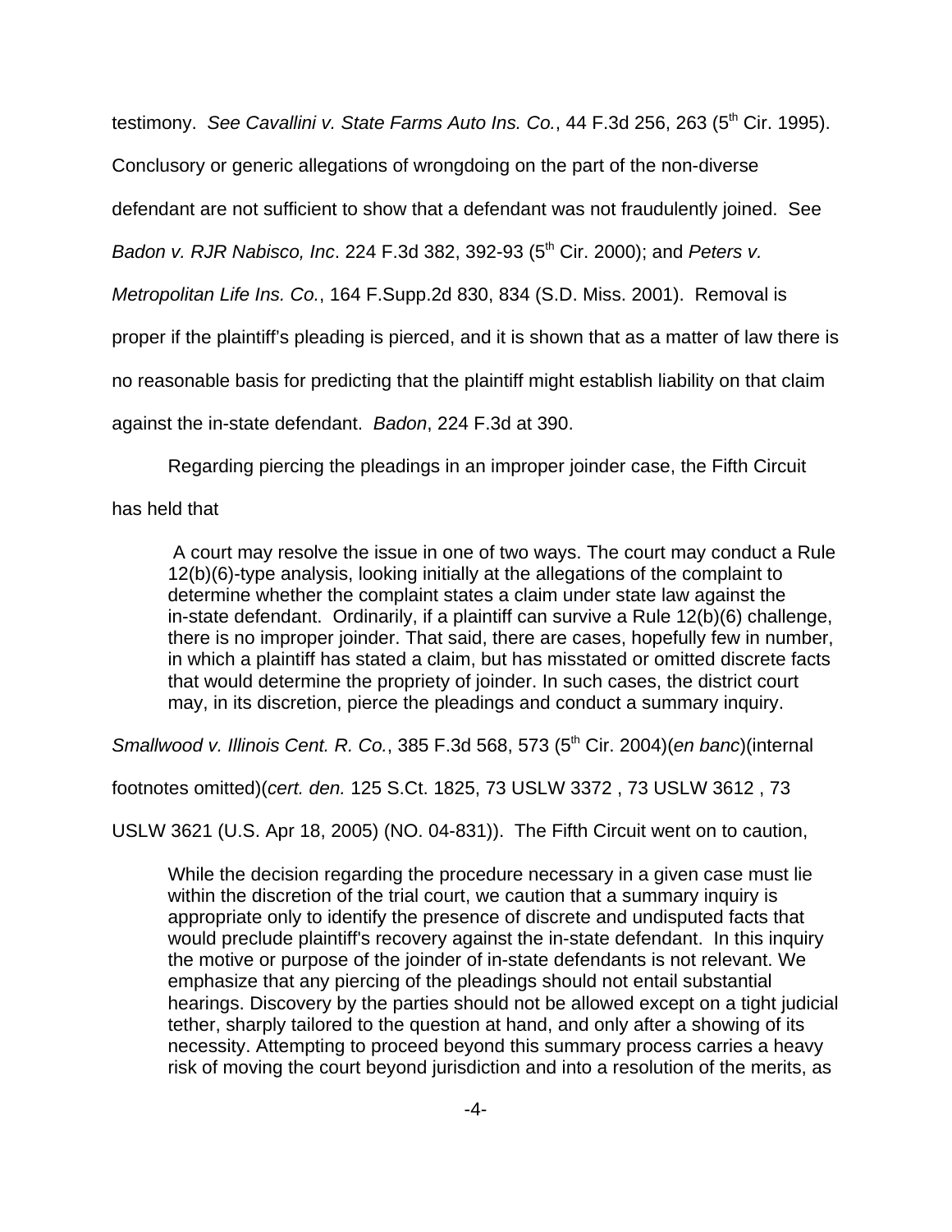testimony. *See Cavallini v. State Farms Auto Ins. Co.*, 44 F.3d 256, 263 (5th Cir. 1995). Conclusory or generic allegations of wrongdoing on the part of the non-diverse defendant are not sufficient to show that a defendant was not fraudulently joined. See *Badon v. RJR Nabisco, Inc*. 224 F.3d 382, 392-93 (5th Cir. 2000); and *Peters v. Metropolitan Life Ins. Co.*, 164 F.Supp.2d 830, 834 (S.D. Miss. 2001). Removal is proper if the plaintiff's pleading is pierced, and it is shown that as a matter of law there is no reasonable basis for predicting that the plaintiff might establish liability on that claim against the in-state defendant. *Badon*, 224 F.3d at 390.

Regarding piercing the pleadings in an improper joinder case, the Fifth Circuit has held that

> A court may resolve the issue in one of two ways. The court may conduct a Rule 12(b)(6)-type analysis, looking initially at the allegations of the complaint to determine whether the complaint states a claim under state law against the in-state defendant. Ordinarily, if a plaintiff can survive a Rule 12(b)(6) challenge, there is no improper joinder. That said, there are cases, hopefully few in number, in which a plaintiff has stated a claim, but has misstated or omitted discrete facts that would determine the propriety of joinder. In such cases, the district court may, in its discretion, pierce the pleadings and conduct a summary inquiry.

*Smallwood v. Illinois Cent. R. Co.*, 385 F.3d 568, 573 (5th Cir. 2004)(*en banc*)(internal footnotes omitted)(*cert. den.* 125 S.Ct. 1825, 73 USLW 3372 , 73 USLW 3612 , 73 USLW 3621 (U.S. Apr 18, 2005) (NO. 04-831)). The Fifth Circuit went on to caution,

> While the decision regarding the procedure necessary in a given case must lie within the discretion of the trial court, we caution that a summary inquiry is appropriate only to identify the presence of discrete and undisputed facts that would preclude plaintiff's recovery against the in-state defendant. In this inquiry the motive or purpose of the joinder of in-state defendants is not relevant. We emphasize that any piercing of the pleadings should not entail substantial hearings. Discovery by the parties should not be allowed except on a tight judicial tether, sharply tailored to the question at hand, and only after a showing of its necessity. Attempting to proceed beyond this summary process carries a heavy risk of moving the court beyond jurisdiction and into a resolution of the merits, as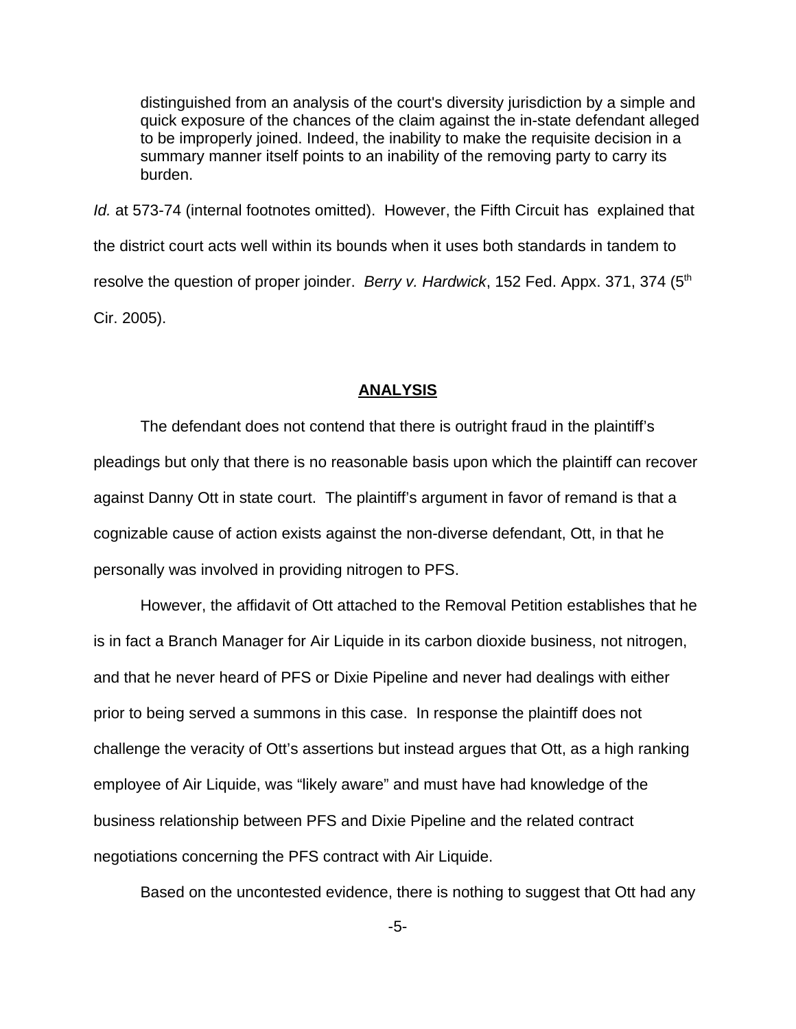> distinguished from an analysis of the court's diversity jurisdiction by a simple and quick exposure of the chances of the claim against the in-state defendant alleged to be improperly joined. Indeed, the inability to make the requisite decision in a summary manner itself points to an inability of the removing party to carry its burden.

*Id.* at 573-74 (internal footnotes omitted). However, the Fifth Circuit has explained that the district court acts well within its bounds when it uses both standards in tandem to resolve the question of proper joinder. *Berry v. Hardwick*, 152 Fed. Appx. 371, 374 (5th Cir. 2005).

## ANALYSIS

The defendant does not contend that there is outright fraud in the plaintiff's pleadings but only that there is no reasonable basis upon which the plaintiff can recover against Danny Ott in state court. The plaintiff's argument in favor of remand is that a cognizable cause of action exists against the non-diverse defendant, Ott, in that he personally was involved in providing nitrogen to PFS.

However, the affidavit of Ott attached to the Removal Petition establishes that he is in fact a Branch Manager for Air Liquide in its carbon dioxide business, not nitrogen, and that he never heard of PFS or Dixie Pipeline and never had dealings with either prior to being served a summons in this case. In response the plaintiff does not challenge the veracity of Ott's assertions but instead argues that Ott, as a high ranking employee of Air Liquide, was "likely aware" and must have had knowledge of the business relationship between PFS and Dixie Pipeline and the related contract negotiations concerning the PFS contract with Air Liquide.

Based on the uncontested evidence, there is nothing to suggest that Ott had any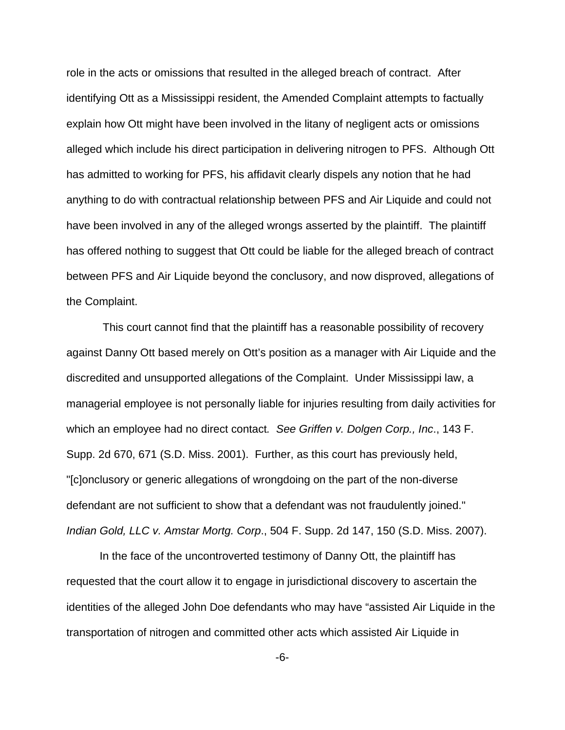role in the acts or omissions that resulted in the alleged breach of contract. After identifying Ott as a Mississippi resident, the Amended Complaint attempts to factually explain how Ott might have been involved in the litany of negligent acts or omissions alleged which include his direct participation in delivering nitrogen to PFS. Although Ott has admitted to working for PFS, his affidavit clearly dispels any notion that he had anything to do with contractual relationship between PFS and Air Liquide and could not have been involved in any of the alleged wrongs asserted by the plaintiff. The plaintiff has offered nothing to suggest that Ott could be liable for the alleged breach of contract between PFS and Air Liquide beyond the conclusory, and now disproved, allegations of the Complaint.

This court cannot find that the plaintiff has a reasonable possibility of recovery against Danny Ott based merely on Ott's position as a manager with Air Liquide and the discredited and unsupported allegations of the Complaint. Under Mississippi law, a managerial employee is not personally liable for injuries resulting from daily activities for which an employee had no direct contact. *See Griffen v. Dolgen Corp., Inc*., 143 F. Supp. 2d 670, 671 (S.D. Miss. 2001). Further, as this court has previously held, "[c]onclusory or generic allegations of wrongdoing on the part of the non-diverse defendant are not sufficient to show that a defendant was not fraudulently joined." *Indian Gold, LLC v. Amstar Mortg. Corp*., 504 F. Supp. 2d 147, 150 (S.D. Miss. 2007).

In the face of the uncontroverted testimony of Danny Ott, the plaintiff has requested that the court allow it to engage in jurisdictional discovery to ascertain the identities of the alleged John Doe defendants who may have "assisted Air Liquide in the transportation of nitrogen and committed other acts which assisted Air Liquide in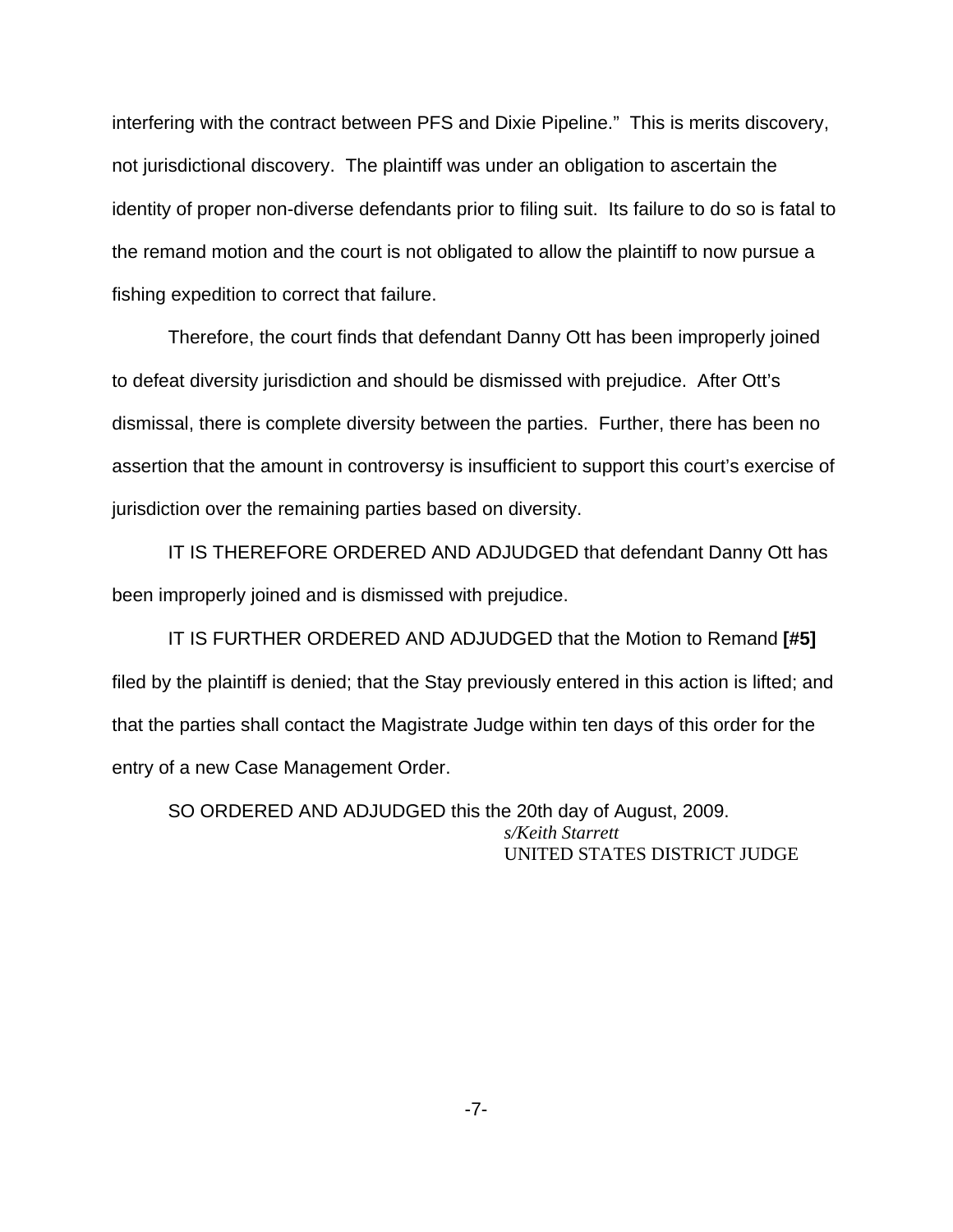interfering with the contract between PFS and Dixie Pipeline." This is merits discovery, not jurisdictional discovery. The plaintiff was under an obligation to ascertain the identity of proper non-diverse defendants prior to filing suit. Its failure to do so is fatal to the remand motion and the court is not obligated to allow the plaintiff to now pursue a fishing expedition to correct that failure.

Therefore, the court finds that defendant Danny Ott has been improperly joined to defeat diversity jurisdiction and should be dismissed with prejudice. After Ott's dismissal, there is complete diversity between the parties. Further, there has been no assertion that the amount in controversy is insufficient to support this court's exercise of jurisdiction over the remaining parties based on diversity.

IT IS THEREFORE ORDERED AND ADJUDGED that defendant Danny Ott has been improperly joined and is dismissed with prejudice.

IT IS FURTHER ORDERED AND ADJUDGED that the Motion to Remand **[#5]** filed by the plaintiff is denied; that the Stay previously entered in this action is lifted; and that the parties shall contact the Magistrate Judge within ten days of this order for the entry of a new Case Management Order.

SO ORDERED AND ADJUDGED this the 20th day of August, 2009.

*s/Keith Starrett*
UNITED STATES DISTRICT JUDGE